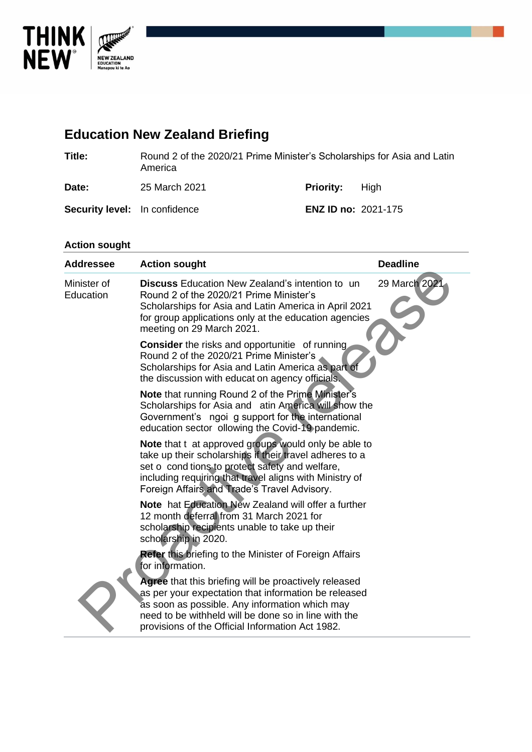# Education New Zealand Briefing

| | | | |
|---|---|---|---|
| **Title:** | Round 2 of the 2020/21 Prime Minister's Scholarships for Asia and Latin America | | |
| **Date:** | 25 March 2021 | **Priority:** | High |
| **Security level:** | In confidence | **ENZ ID no:** | 2021-175 |

## Action sought

| Addressee | Action sought | Deadline |
|---|---|---|
| Minister of Education | **Discuss** Education New Zealand's intention to un Round 2 of the 2020/21 Prime Minister's Scholarships for Asia and Latin America in April 2021 for group applications only at the education agencies meeting on 29 March 2021. | 29 March 2021 |
| | **Consider** the risks and opportunitie of running Round 2 of the 2020/21 Prime Minister's Scholarships for Asia and Latin America as part of the discussion with educat on agency officials. | |
| | **Note** that running Round 2 of the Prime Minister's Scholarships for Asia and atin America will show the Government's ngoi g support for the international education sector ollowing the Covid-19 pandemic. | |
| | **Note** that t at approved groups would only be able to take up their scholarships if their travel adheres to a set o cond tions to protect safety and welfare, including requiring that travel aligns with Ministry of Foreign Affairs and Trade's Travel Advisory. | |
| | **Note** hat Education New Zealand will offer a further 12 month deferral from 31 March 2021 for scholarship recipients unable to take up their scholarship in 2020. | |
| | **Refer** this briefing to the Minister of Foreign Affairs for information. | |
| | **Agree** that this briefing will be proactively released as per your expectation that information be released as soon as possible. Any information which may need to be withheld will be done so in line with the provisions of the Official Information Act 1982. | |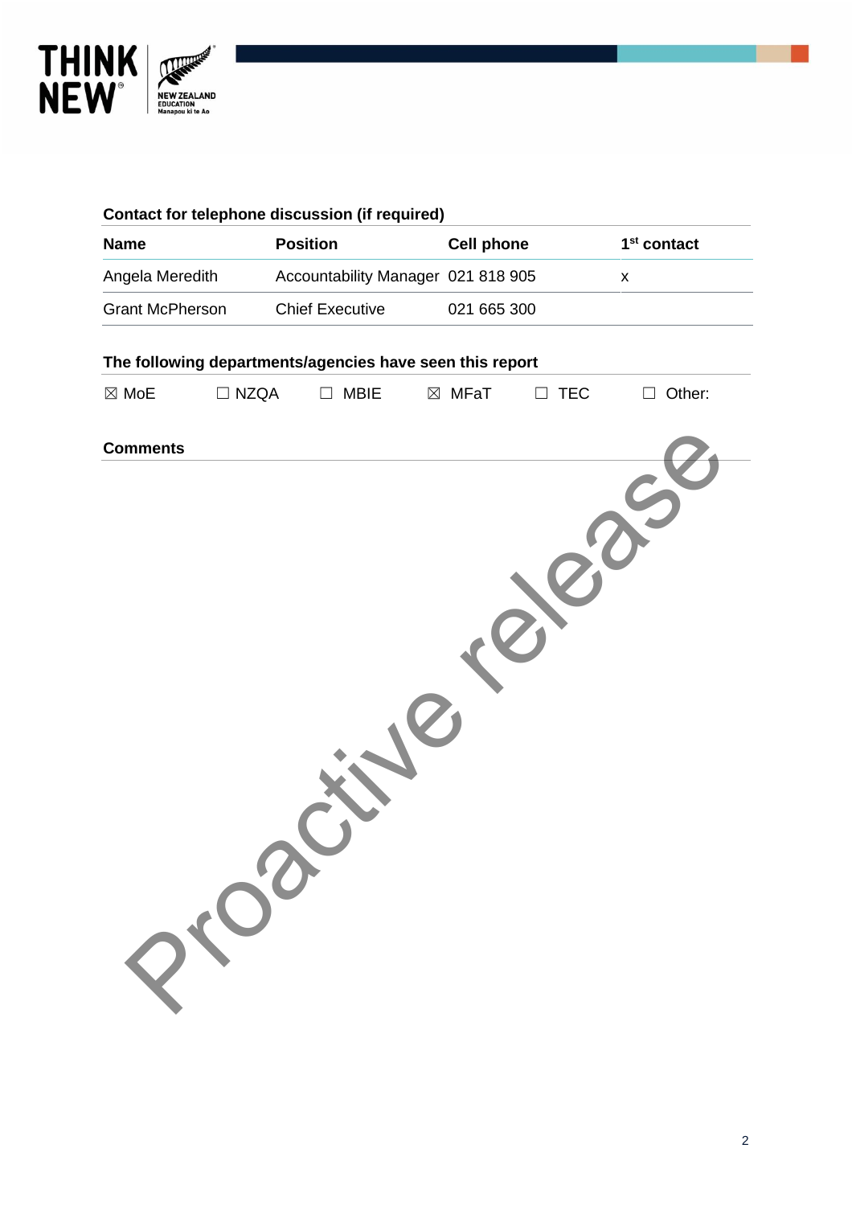**Contact for telephone discussion (if required)**

| Name | Position | Cell phone | 1st contact |
|---|---|---|---|
| Angela Meredith | Accountability Manager | 021 818 905 | x |
| Grant McPherson | Chief Executive | 021 665 300 | |

**The following departments/agencies have seen this report**

☒ MoE ☐ NZQA ☐ MBIE ☒ MFaT ☐ TEC ☐ Other:

**Comments**

Proactive release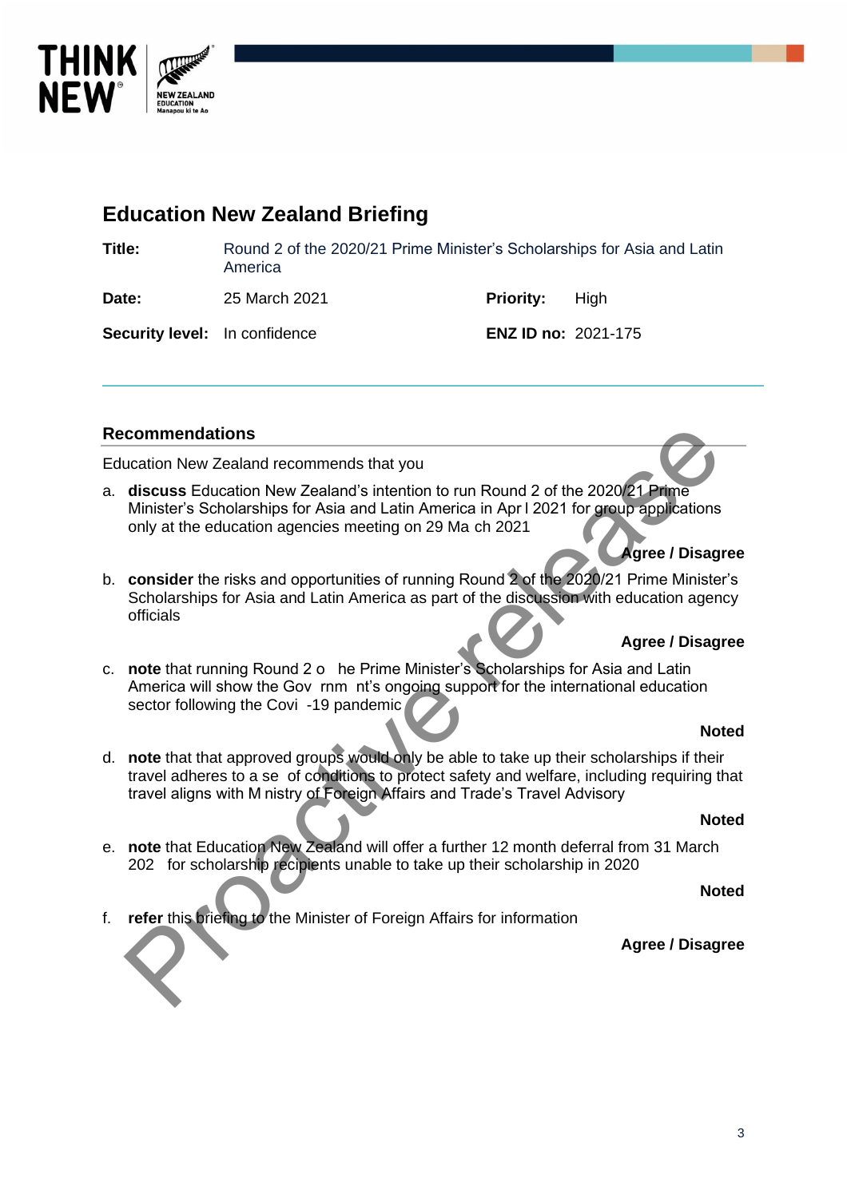## Education New Zealand Briefing

| | | | |
|---|---|---|---|
| **Title:** | Round 2 of the 2020/21 Prime Minister's Scholarships for Asia and Latin America | | |
| **Date:** | 25 March 2021 | **Priority:** | High |
| **Security level:** | In confidence | **ENZ ID no:** | 2021-175 |

### Recommendations

Education New Zealand recommends that you

a. **discuss** Education New Zealand's intention to run Round 2 of the 2020/21 Prime Minister's Scholarships for Asia and Latin America in Apr l 2021 for group applications only at the education agencies meeting on 29 Ma ch 2021

**Agree / Disagree**

b. **consider** the risks and opportunities of running Round 2 of the 2020/21 Prime Minister's Scholarships for Asia and Latin America as part of the discussion with education agency officials

**Agree / Disagree**

c. **note** that running Round 2 o he Prime Minister's Scholarships for Asia and Latin America will show the Gov rnm nt's ongoing support for the international education sector following the Covi -19 pandemic

**Noted**

d. **note** that that approved groups would only be able to take up their scholarships if their travel adheres to a se of conditions to protect safety and welfare, including requiring that travel aligns with M nistry of Foreign Affairs and Trade's Travel Advisory

**Noted**

e. **note** that Education New Zealand will offer a further 12 month deferral from 31 March 202 for scholarship recipients unable to take up their scholarship in 2020

**Noted**

f. **refer** this briefing to the Minister of Foreign Affairs for information

**Agree / Disagree**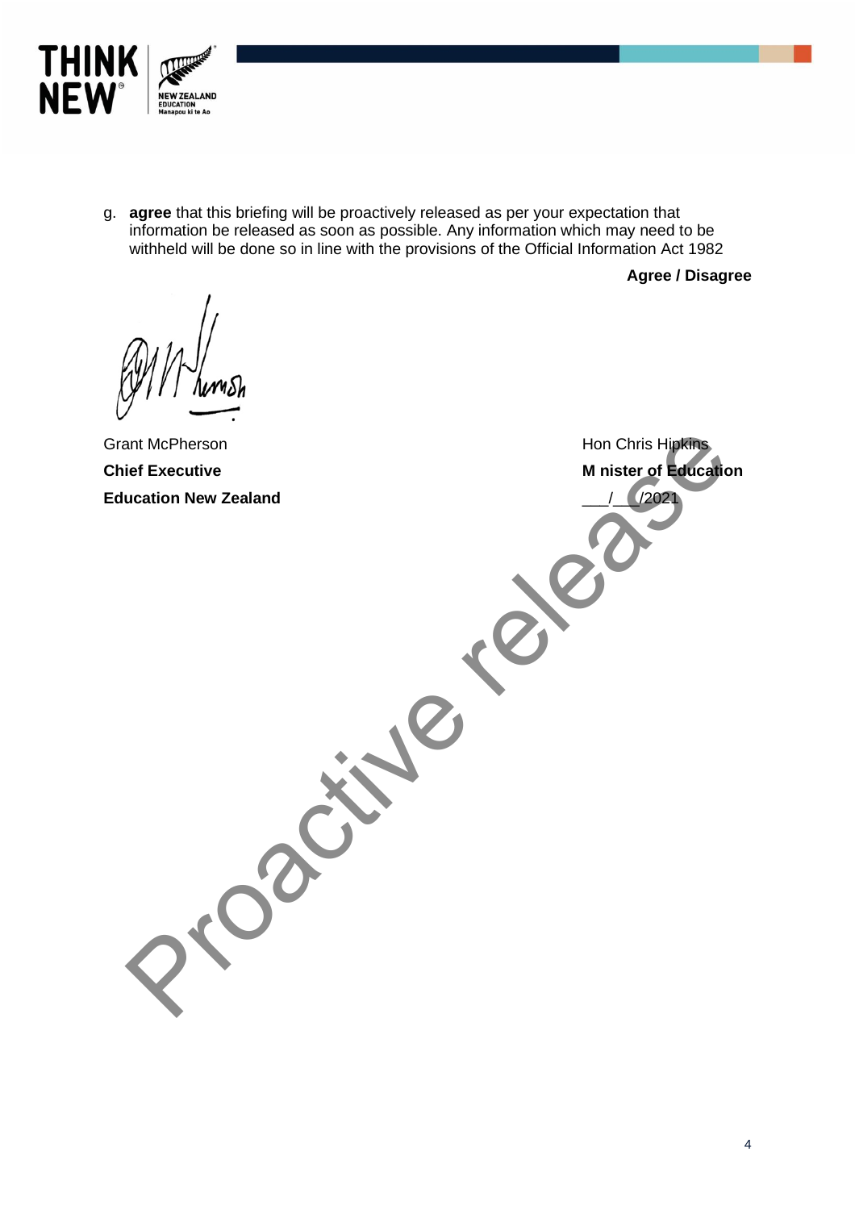g. **agree** that this briefing will be proactively released as per your expectation that information be released as soon as possible. Any information which may need to be withheld will be done so in line with the provisions of the Official Information Act 1982

**Agree / Disagree**

Grant McPherson
**Chief Executive**
**Education New Zealand**

Hon Chris Hipkins
**M nister of Education**
\_\_\_/\_\_\_/2021

Proactive release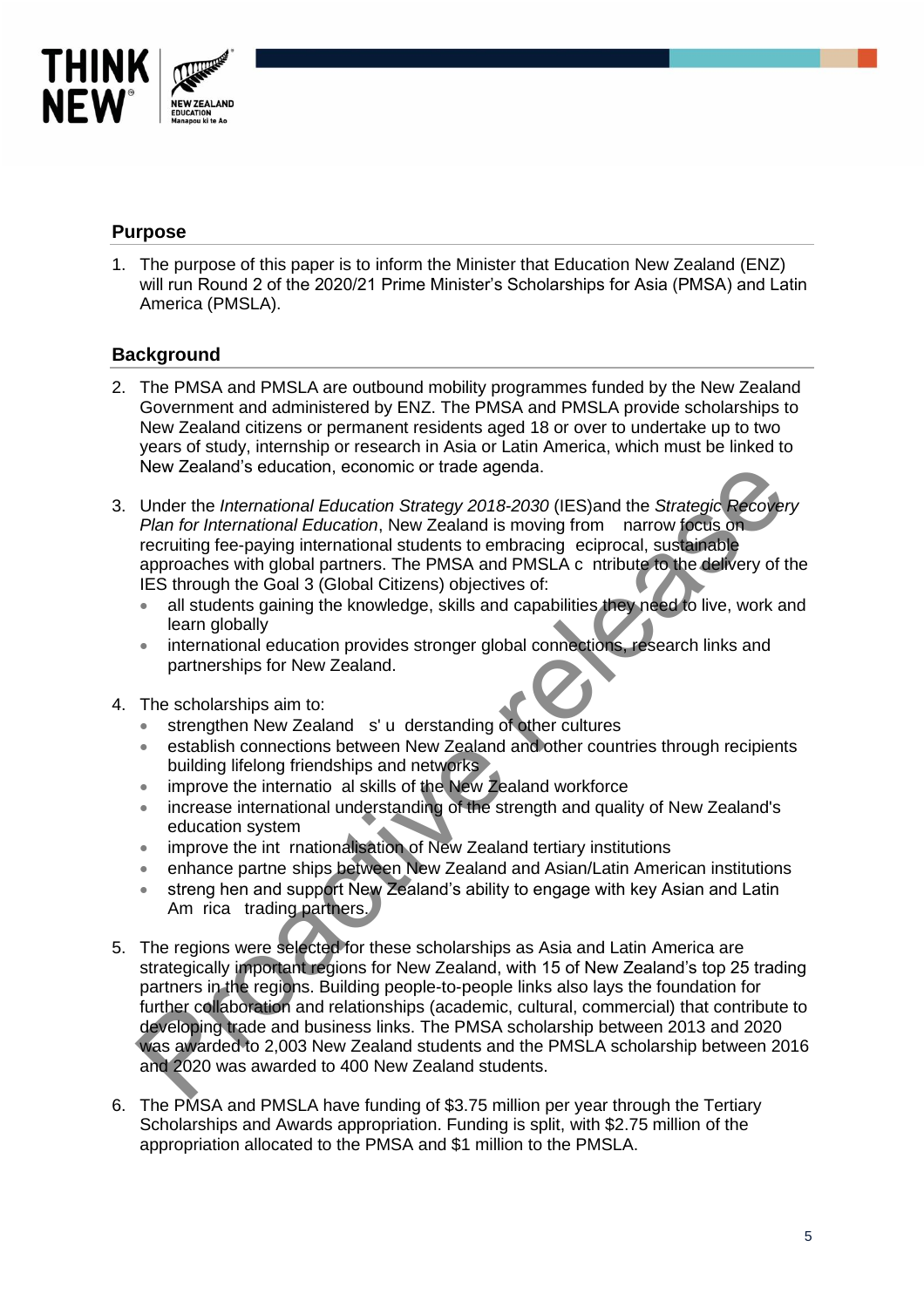## Purpose

1. The purpose of this paper is to inform the Minister that Education New Zealand (ENZ) will run Round 2 of the 2020/21 Prime Minister's Scholarships for Asia (PMSA) and Latin America (PMSLA).

## Background

2. The PMSA and PMSLA are outbound mobility programmes funded by the New Zealand Government and administered by ENZ. The PMSA and PMSLA provide scholarships to New Zealand citizens or permanent residents aged 18 or over to undertake up to two years of study, internship or research in Asia or Latin America, which must be linked to New Zealand's education, economic or trade agenda.

3. Under the *International Education Strategy 2018-2030* (IES)and the *Strategic Recovery Plan for International Education*, New Zealand is moving from narrow focus on recruiting fee-paying international students to embracing eciprocal, sustainable approaches with global partners. The PMSA and PMSLA c ntribute to the delivery of the IES through the Goal 3 (Global Citizens) objectives of:
   - all students gaining the knowledge, skills and capabilities they need to live, work and learn globally
   - international education provides stronger global connections, research links and partnerships for New Zealand.

4. The scholarships aim to:
   - strengthen New Zealand s' u derstanding of other cultures
   - establish connections between New Zealand and other countries through recipients building lifelong friendships and networks
   - improve the internatio al skills of the New Zealand workforce
   - increase international understanding of the strength and quality of New Zealand's education system
   - improve the int rnationalisation of New Zealand tertiary institutions
   - enhance partne ships between New Zealand and Asian/Latin American institutions
   - streng hen and support New Zealand's ability to engage with key Asian and Latin Am rica trading partners.

5. The regions were selected for these scholarships as Asia and Latin America are strategically important regions for New Zealand, with 15 of New Zealand's top 25 trading partners in the regions. Building people-to-people links also lays the foundation for further collaboration and relationships (academic, cultural, commercial) that contribute to developing trade and business links. The PMSA scholarship between 2013 and 2020 was awarded to 2,003 New Zealand students and the PMSLA scholarship between 2016 and 2020 was awarded to 400 New Zealand students.

6. The PMSA and PMSLA have funding of $3.75 million per year through the Tertiary Scholarships and Awards appropriation. Funding is split, with $2.75 million of the appropriation allocated to the PMSA and $1 million to the PMSLA.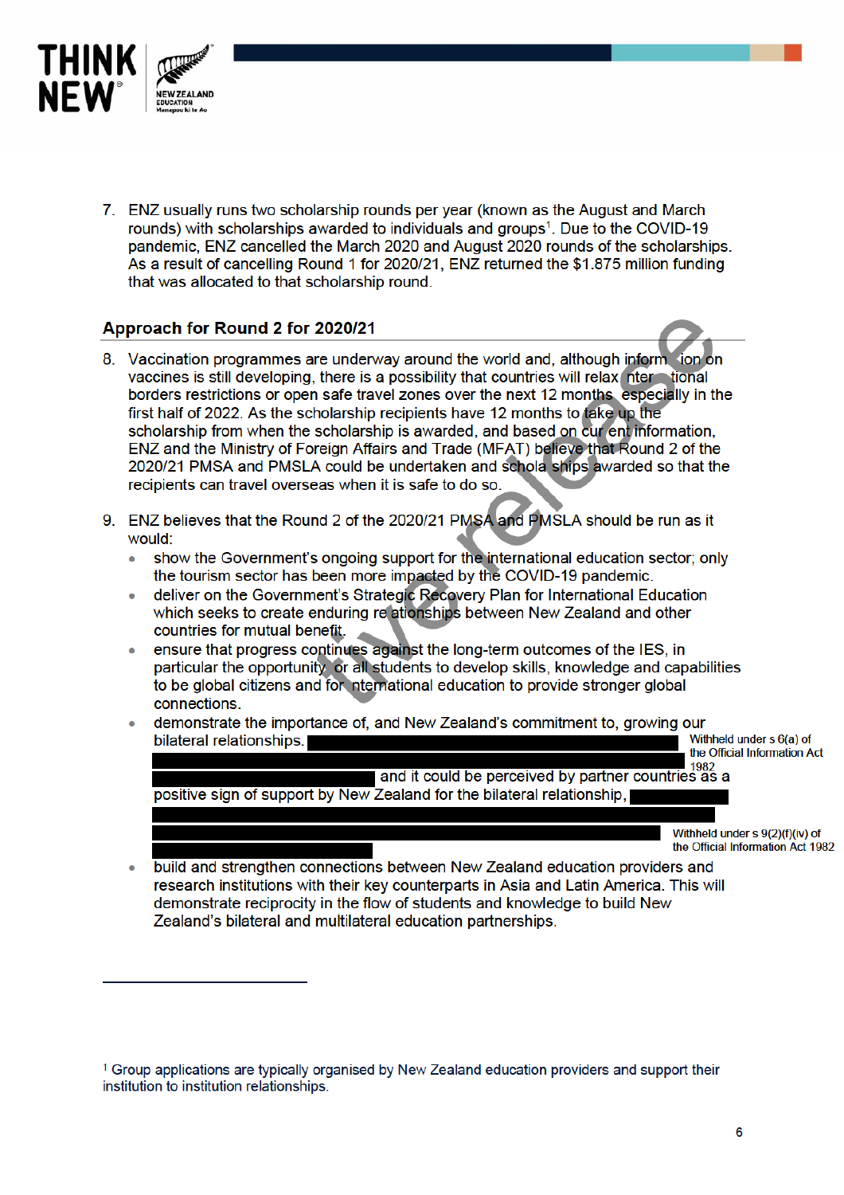7. ENZ usually runs two scholarship rounds per year (known as the August and March rounds) with scholarships awarded to individuals and groups[1]. Due to the COVID-19 pandemic, ENZ cancelled the March 2020 and August 2020 rounds of the scholarships. As a result of cancelling Round 1 for 2020/21, ENZ returned the $1.875 million funding that was allocated to that scholarship round.

## Approach for Round 2 for 2020/21

8. Vaccination programmes are underway around the world and, although information on vaccines is still developing, there is a possibility that countries will relax international borders restrictions or open safe travel zones over the next 12 months, especially in the first half of 2022. As the scholarship recipients have 12 months to take up the scholarship from when the scholarship is awarded, and based on current information, ENZ and the Ministry of Foreign Affairs and Trade (MFAT) believe that Round 2 of the 2020/21 PMSA and PMSLA could be undertaken and scholarships awarded so that the recipients can travel overseas when it is safe to do so.

9. ENZ believes that the Round 2 of the 2020/21 PMSA and PMSLA should be run as it would:
   - show the Government's ongoing support for the international education sector; only the tourism sector has been more impacted by the COVID-19 pandemic.
   - deliver on the Government's Strategic Recovery Plan for International Education which seeks to create enduring relationships between New Zealand and other countries for mutual benefit.
   - ensure that progress continues against the long-term outcomes of the IES, in particular the opportunity for all students to develop skills, knowledge and capabilities to be global citizens and for international education to provide stronger global connections.
   - demonstrate the importance of, and New Zealand's commitment to, growing our bilateral relationships. [Withheld under s 6(a) of the Official Information Act 1982] and it could be perceived by partner countries as a positive sign of support by New Zealand for the bilateral relationship, [Withheld under s 9(2)(f)(iv) of the Official Information Act 1982]
   - build and strengthen connections between New Zealand education providers and research institutions with their key counterparts in Asia and Latin America. This will demonstrate reciprocity in the flow of students and knowledge to build New Zealand's bilateral and multilateral education partnerships.

---

[1] Group applications are typically organised by New Zealand education providers and support their institution to institution relationships.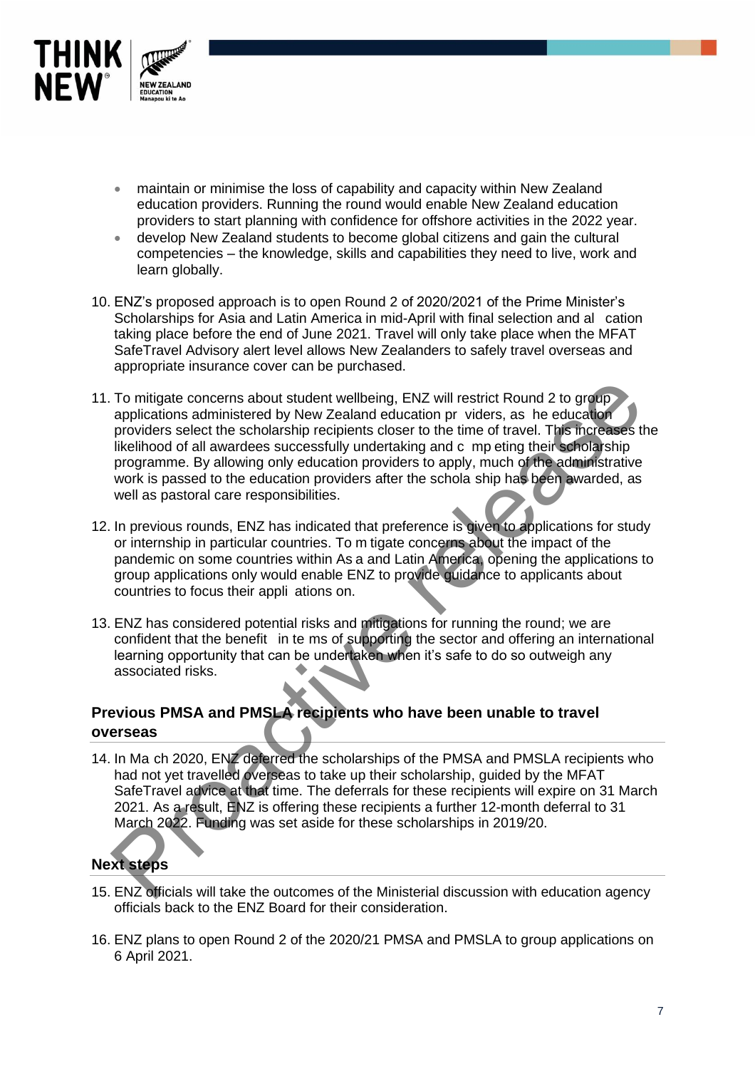- maintain or minimise the loss of capability and capacity within New Zealand education providers. Running the round would enable New Zealand education providers to start planning with confidence for offshore activities in the 2022 year.
- develop New Zealand students to become global citizens and gain the cultural competencies – the knowledge, skills and capabilities they need to live, work and learn globally.

10. ENZ's proposed approach is to open Round 2 of 2020/2021 of the Prime Minister's Scholarships for Asia and Latin America in mid-April with final selection and al cation taking place before the end of June 2021. Travel will only take place when the MFAT SafeTravel Advisory alert level allows New Zealanders to safely travel overseas and appropriate insurance cover can be purchased.

11. To mitigate concerns about student wellbeing, ENZ will restrict Round 2 to group applications administered by New Zealand education pr viders, as he education providers select the scholarship recipients closer to the time of travel. This increases the likelihood of all awardees successfully undertaking and c mp eting their scholarship programme. By allowing only education providers to apply, much of the administrative work is passed to the education providers after the schola ship has been awarded, as well as pastoral care responsibilities.

12. In previous rounds, ENZ has indicated that preference is given to applications for study or internship in particular countries. To m tigate concerns about the impact of the pandemic on some countries within As a and Latin America, opening the applications to group applications only would enable ENZ to provide guidance to applicants about countries to focus their appli ations on.

13. ENZ has considered potential risks and mitigations for running the round; we are confident that the benefit in te ms of supporting the sector and offering an international learning opportunity that can be undertaken when it's safe to do so outweigh any associated risks.

## Previous PMSA and PMSLA recipients who have been unable to travel overseas

14. In Ma ch 2020, ENZ deferred the scholarships of the PMSA and PMSLA recipients who had not yet travelled overseas to take up their scholarship, guided by the MFAT SafeTravel advice at that time. The deferrals for these recipients will expire on 31 March 2021. As a result, ENZ is offering these recipients a further 12-month deferral to 31 March 2022. Funding was set aside for these scholarships in 2019/20.

## Next steps

15. ENZ officials will take the outcomes of the Ministerial discussion with education agency officials back to the ENZ Board for their consideration.

16. ENZ plans to open Round 2 of the 2020/21 PMSA and PMSLA to group applications on 6 April 2021.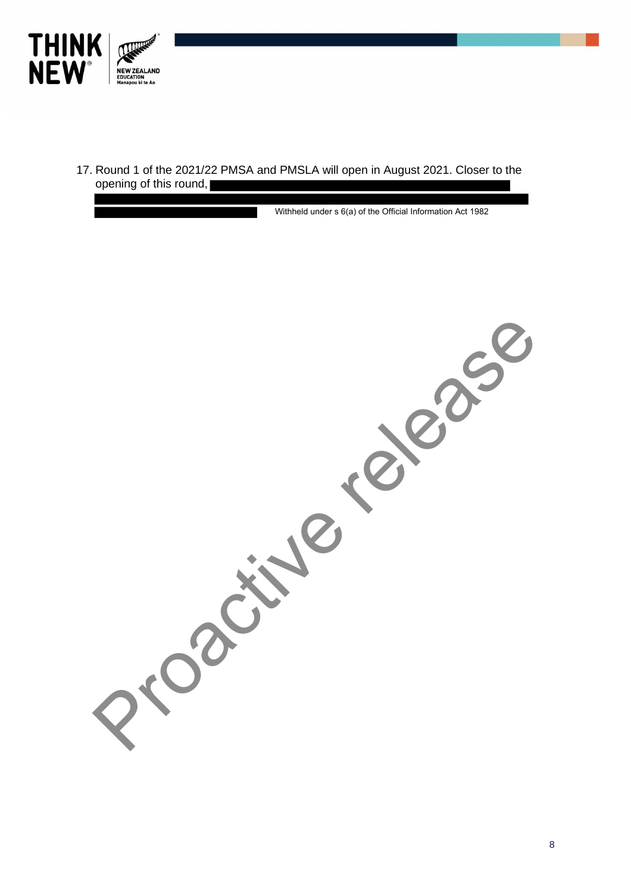17. Round 1 of the 2021/22 PMSA and PMSLA will open in August 2021. Closer to the opening of this round, [Withheld under s 6(a) of the Official Information Act 1982]